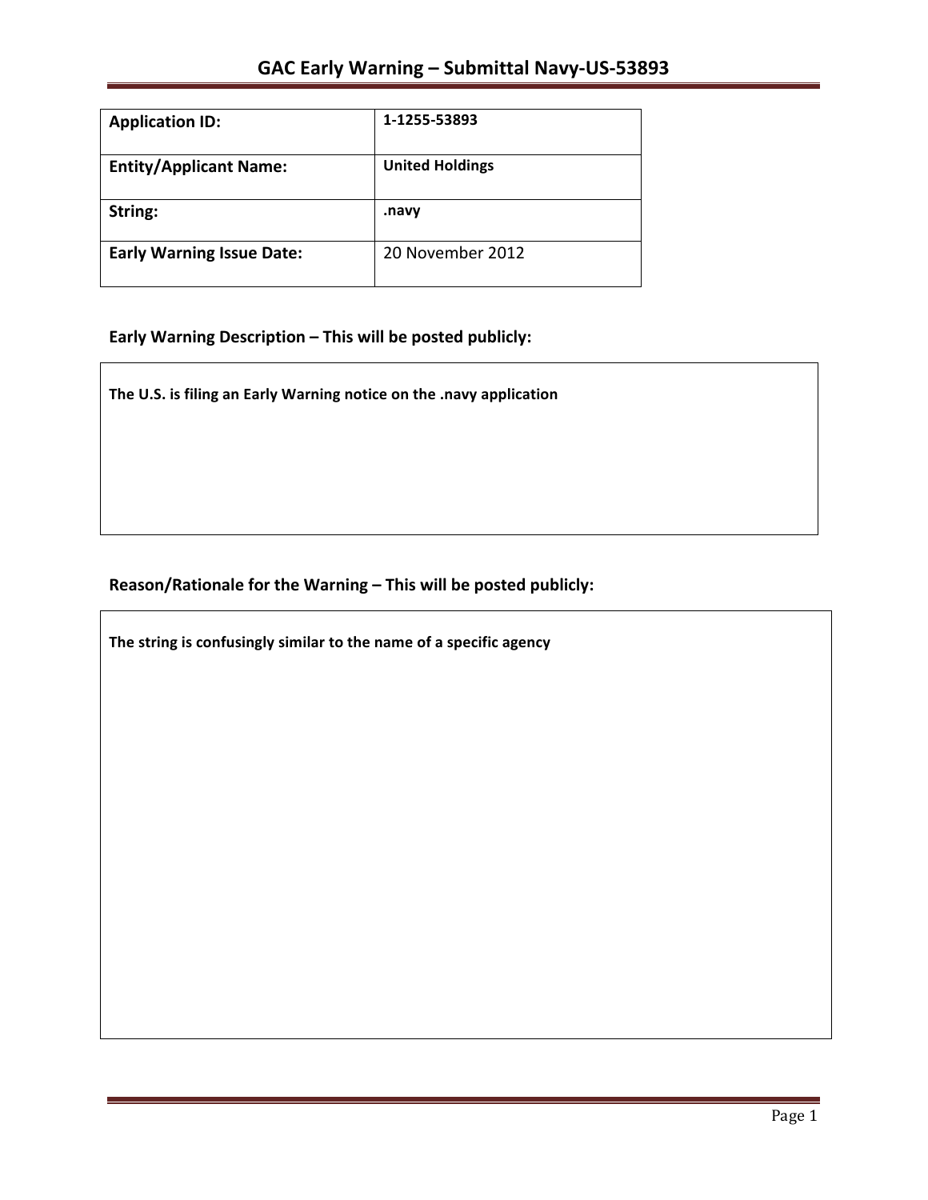# GAC Early Warning – Submittal Navy-US-53893

| | |
|---|---|
| **Application ID:** | **1-1255-53893** |
| **Entity/Applicant Name:** | **United Holdings** |
| **String:** | **.navy** |
| **Early Warning Issue Date:** | 20 November 2012 |

## Early Warning Description – This will be posted publicly:

**The U.S. is filing an Early Warning notice on the .navy application**

## Reason/Rationale for the Warning – This will be posted publicly:

**The string is confusingly similar to the name of a specific agency**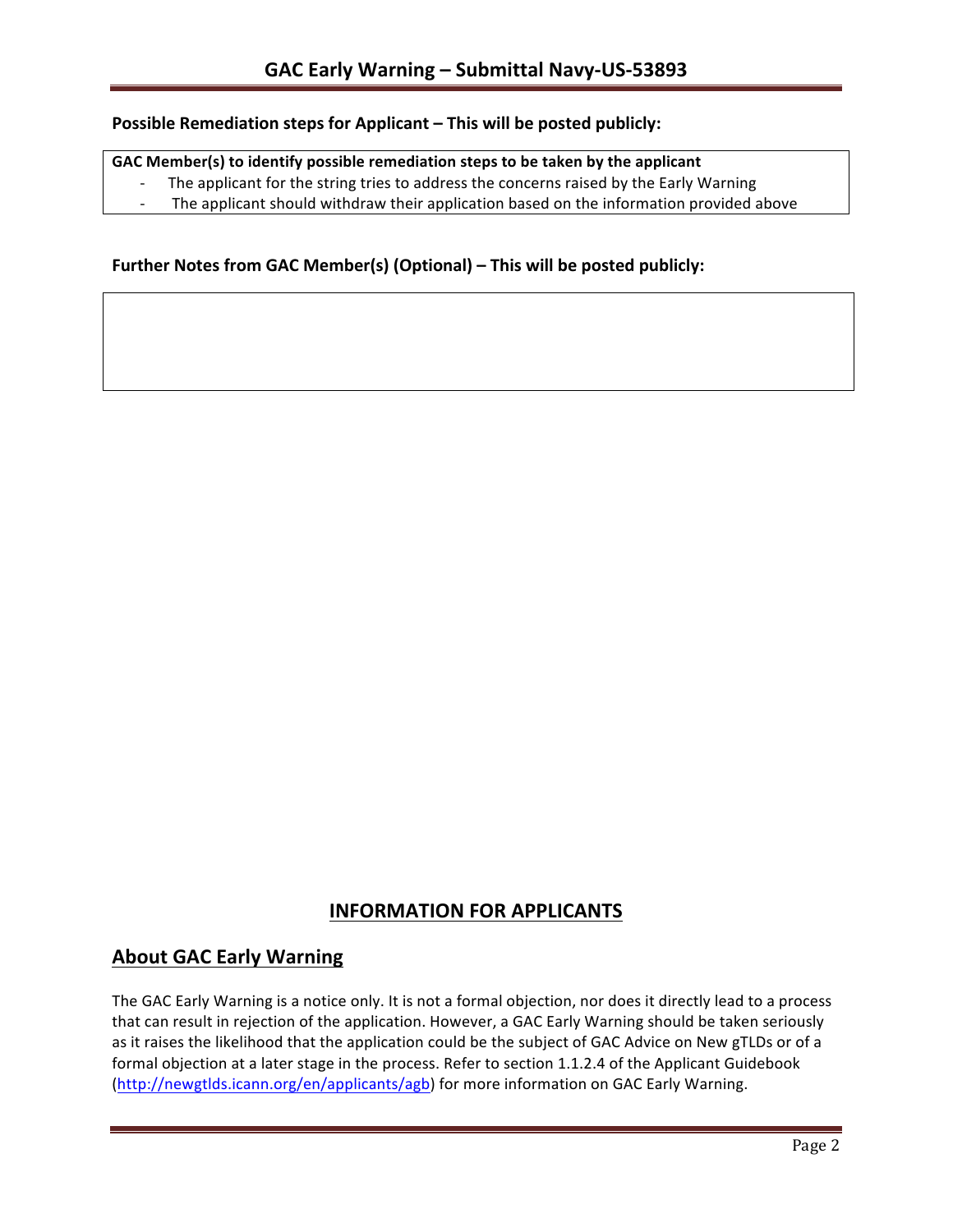**Possible Remediation steps for Applicant – This will be posted publicly:**

**GAC Member(s) to identify possible remediation steps to be taken by the applicant**

- The applicant for the string tries to address the concerns raised by the Early Warning
- The applicant should withdraw their application based on the information provided above

**Further Notes from GAC Member(s) (Optional) – This will be posted publicly:**

# INFORMATION FOR APPLICANTS

## About GAC Early Warning

The GAC Early Warning is a notice only. It is not a formal objection, nor does it directly lead to a process that can result in rejection of the application. However, a GAC Early Warning should be taken seriously as it raises the likelihood that the application could be the subject of GAC Advice on New gTLDs or of a formal objection at a later stage in the process. Refer to section 1.1.2.4 of the Applicant Guidebook (http://newgtlds.icann.org/en/applicants/agb) for more information on GAC Early Warning.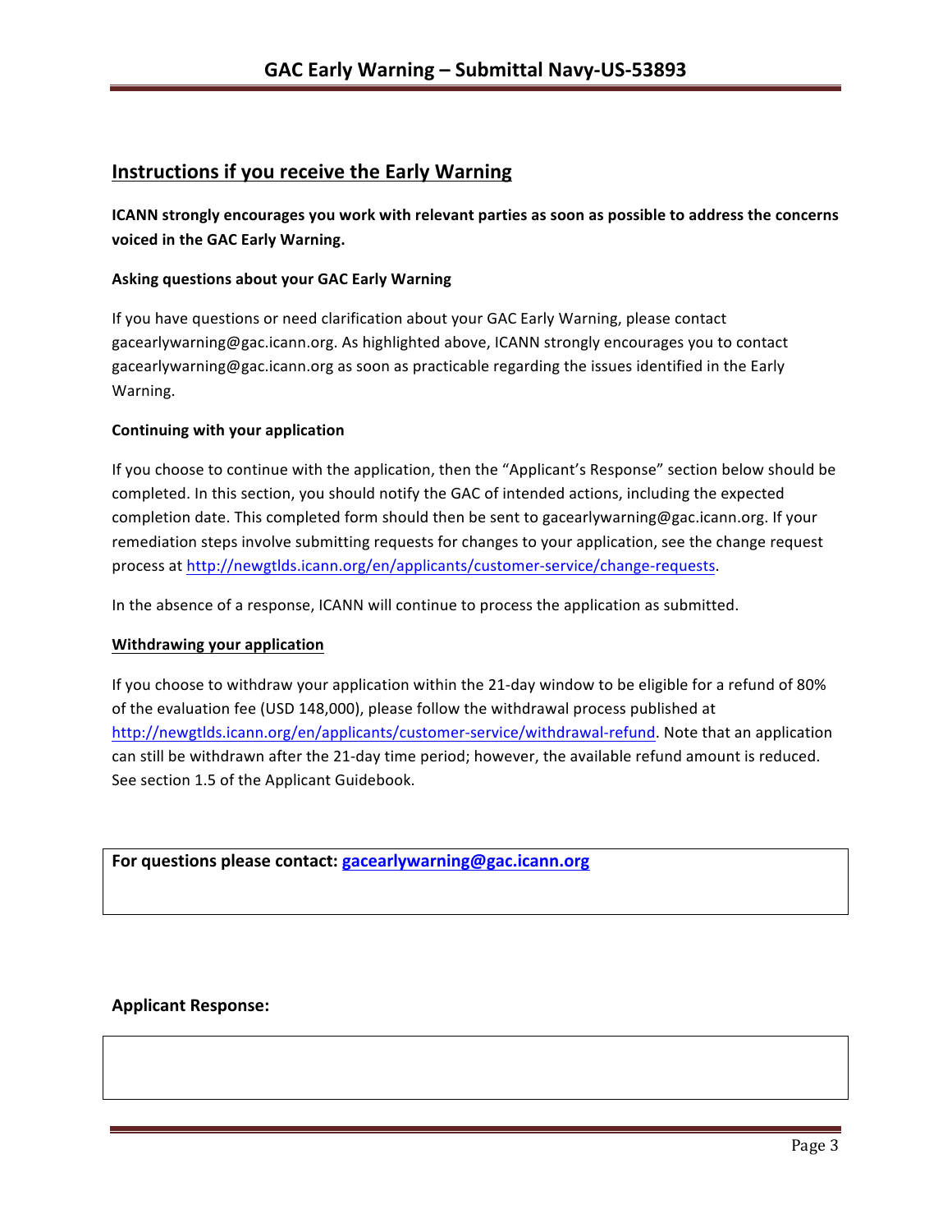## Instructions if you receive the Early Warning

**ICANN strongly encourages you work with relevant parties as soon as possible to address the concerns voiced in the GAC Early Warning.**

### Asking questions about your GAC Early Warning

If you have questions or need clarification about your GAC Early Warning, please contact gacearlywarning@gac.icann.org. As highlighted above, ICANN strongly encourages you to contact gacearlywarning@gac.icann.org as soon as practicable regarding the issues identified in the Early Warning.

### Continuing with your application

If you choose to continue with the application, then the "Applicant's Response" section below should be completed. In this section, you should notify the GAC of intended actions, including the expected completion date. This completed form should then be sent to gacearlywarning@gac.icann.org. If your remediation steps involve submitting requests for changes to your application, see the change request process at http://newgtlds.icann.org/en/applicants/customer-service/change-requests.

In the absence of a response, ICANN will continue to process the application as submitted.

### Withdrawing your application

If you choose to withdraw your application within the 21-day window to be eligible for a refund of 80% of the evaluation fee (USD 148,000), please follow the withdrawal process published at http://newgtlds.icann.org/en/applicants/customer-service/withdrawal-refund. Note that an application can still be withdrawn after the 21-day time period; however, the available refund amount is reduced. See section 1.5 of the Applicant Guidebook.

**For questions please contact: gacearlywarning@gac.icann.org**

### Applicant Response: